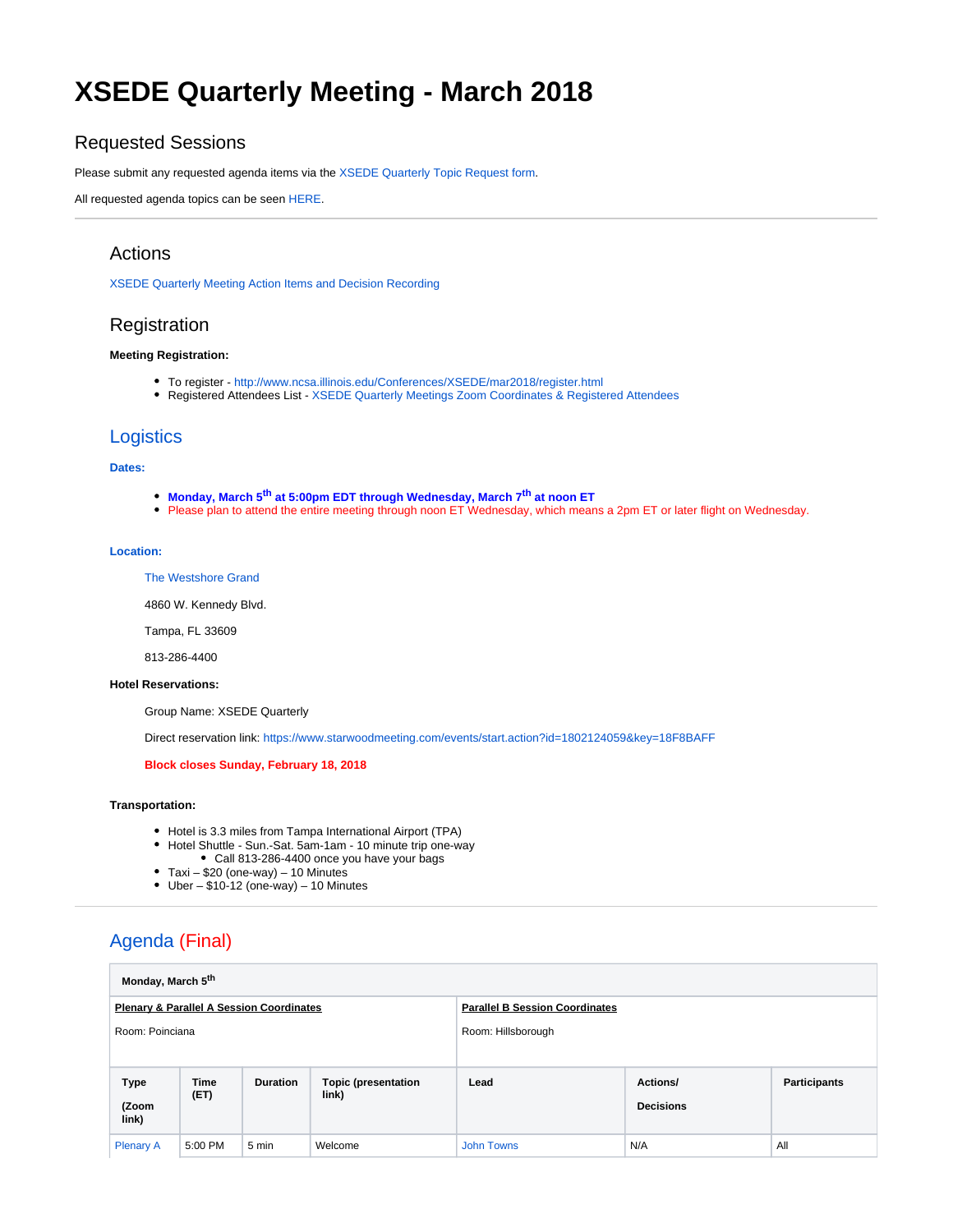# XSEDE Quarterly Meeting - March 2018

## Requested Sessions

Please submit any requested agenda items via the XSEDE Quarterly Topic Request form.

All requested agenda topics can be seen HERE.

---

## Actions

XSEDE Quarterly Meeting Action Items and Decision Recording

## Registration

**Meeting Registration:**

- To register - http://www.ncsa.illinois.edu/Conferences/XSEDE/mar2018/register.html
- Registered Attendees List - XSEDE Quarterly Meetings Zoom Coordinates & Registered Attendees

## Logistics

**Dates:**

- **Monday, March 5th at 5:00pm EDT through Wednesday, March 7th at noon ET**
- Please plan to attend the entire meeting through noon ET Wednesday, which means a 2pm ET or later flight on Wednesday.

**Location:**

The Westshore Grand

4860 W. Kennedy Blvd.

Tampa, FL 33609

813-286-4400

**Hotel Reservations:**

Group Name: XSEDE Quarterly

Direct reservation link: https://www.starwoodmeeting.com/events/start.action?id=1802124059&key=18F8BAFF

**Block closes Sunday, February 18, 2018**

**Transportation:**

- Hotel is 3.3 miles from Tampa International Airport (TPA)
- Hotel Shuttle - Sun.-Sat. 5am-1am - 10 minute trip one-way
  - Call 813-286-4400 once you have your bags
- Taxi – $20 (one-way) – 10 Minutes
- Uber – $10-12 (one-way) – 10 Minutes

---

## Agenda (Final)

| **Monday, March 5th** | | | | | | |
|---|---|---|---|---|---|---|
| **Plenary & Parallel A Session Coordinates**<br>Room: Poinciana | | | | **Parallel B Session Coordinates**<br>Room: Hillsborough | | |
| **Type (Zoom link)** | **Time (ET)** | **Duration** | **Topic (presentation link)** | **Lead** | **Actions/ Decisions** | **Participants** |
| Plenary A | 5:00 PM | 5 min | Welcome | John Towns | N/A | All |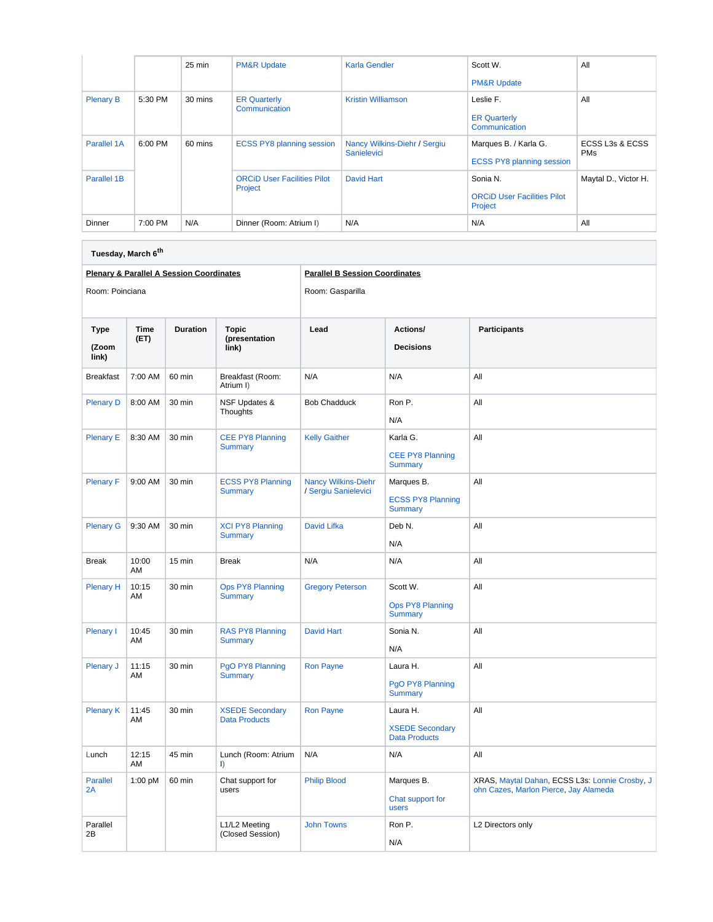|  |  | 25 min | PM&R Update | Karla Gendler | Scott W.<br><br>PM&R Update | All |
|---|---|---|---|---|---|---|
| Plenary B | 5:30 PM | 30 mins | ER Quarterly Communication | Kristin Williamson | Leslie F.<br><br>ER Quarterly Communication | All |
| Parallel 1A | 6:00 PM | 60 mins | ECSS PY8 planning session | Nancy Wilkins-Diehr / Sergiu Sanielevici | Marques B. / Karla G.<br><br>ECSS PY8 planning session | ECSS L3s & ECSS PMs |
| Parallel 1B |  |  | ORCiD User Facilities Pilot Project | David Hart | Sonia N.<br><br>ORCiD User Facilities Pilot Project | Maytal D., Victor H. |
| Dinner | 7:00 PM | N/A | Dinner (Room: Atrium I) | N/A | N/A | All |

**Tuesday, March 6th**

| **Plenary & Parallel A Session Coordinates**<br><br>Room: Poinciana | | | | **Parallel B Session Coordinates**<br><br>Room: Gasparilla | | |
|---|---|---|---|---|---|---|
| **Type**<br><br>**(Zoom link)** | **Time (ET)** | **Duration** | **Topic (presentation link)** | **Lead** | **Actions/**<br><br>**Decisions** | **Participants** |
| Breakfast | 7:00 AM | 60 min | Breakfast (Room: Atrium I) | N/A | N/A | All |
| Plenary D | 8:00 AM | 30 min | NSF Updates & Thoughts | Bob Chadduck | Ron P.<br><br>N/A | All |
| Plenary E | 8:30 AM | 30 min | CEE PY8 Planning Summary | Kelly Gaither | Karla G.<br><br>CEE PY8 Planning Summary | All |
| Plenary F | 9:00 AM | 30 min | ECSS PY8 Planning Summary | Nancy Wilkins-Diehr / Sergiu Sanielevici | Marques B.<br><br>ECSS PY8 Planning Summary | All |
| Plenary G | 9:30 AM | 30 min | XCI PY8 Planning Summary | David Lifka | Deb N.<br><br>N/A | All |
| Break | 10:00 AM | 15 min | Break | N/A | N/A | All |
| Plenary H | 10:15 AM | 30 min | Ops PY8 Planning Summary | Gregory Peterson | Scott W.<br><br>Ops PY8 Planning Summary | All |
| Plenary I | 10:45 AM | 30 min | RAS PY8 Planning Summary | David Hart | Sonia N.<br><br>N/A | All |
| Plenary J | 11:15 AM | 30 min | PgO PY8 Planning Summary | Ron Payne | Laura H.<br><br>PgO PY8 Planning Summary | All |
| Plenary K | 11:45 AM | 30 min | XSEDE Secondary Data Products | Ron Payne | Laura H.<br><br>XSEDE Secondary Data Products | All |
| Lunch | 12:15 AM | 45 min | Lunch (Room: Atrium I) | N/A | N/A | All |
| Parallel 2A | 1:00 pM | 60 min | Chat support for users | Philip Blood | Marques B.<br><br>Chat support for users | XRAS, Maytal Dahan, ECSS L3s: Lonnie Crosby, John Cazes, Marlon Pierce, Jay Alameda |
| Parallel 2B |  |  | L1/L2 Meeting (Closed Session) | John Towns | Ron P.<br><br>N/A | L2 Directors only |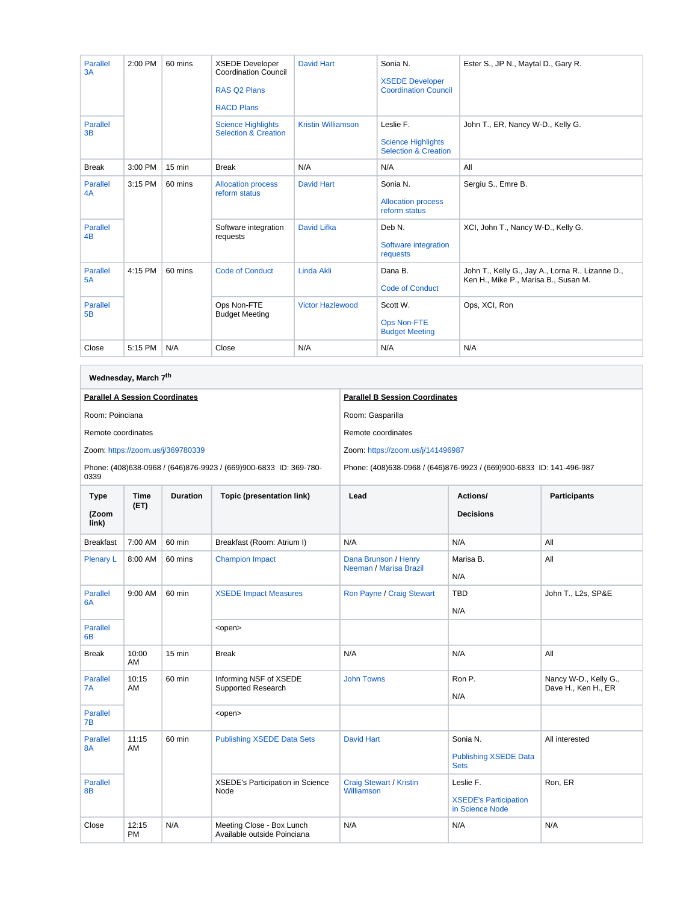| Parallel 3A | 2:00 PM | 60 mins | XSEDE Developer Coordination Council<br><br>RAS Q2 Plans<br><br>RACD Plans | David Hart | Sonia N.<br><br>XSEDE Developer Coordination Council | Ester S., JP N., Maytal D., Gary R. |
|---|---|---|---|---|---|---|
| Parallel 3B | | | Science Highlights Selection & Creation | Kristin Williamson | Leslie F.<br><br>Science Highlights Selection & Creation | John T., ER, Nancy W-D., Kelly G. |
| Break | 3:00 PM | 15 min | Break | N/A | N/A | All |
| Parallel 4A | 3:15 PM | 60 mins | Allocation process reform status | David Hart | Sonia N.<br><br>Allocation process reform status | Sergiu S., Emre B. |
| Parallel 4B | | | Software integration requests | David Lifka | Deb N.<br><br>Software integration requests | XCI, John T., Nancy W-D., Kelly G. |
| Parallel 5A | 4:15 PM | 60 mins | Code of Conduct | Linda Akli | Dana B.<br><br>Code of Conduct | John T., Kelly G., Jay A., Lorna R., Lizanne D., Ken H., Mike P., Marisa B., Susan M. |
| Parallel 5B | | | Ops Non-FTE Budget Meeting | Victor Hazlewood | Scott W.<br><br>Ops Non-FTE Budget Meeting | Ops, XCI, Ron |
| Close | 5:15 PM | N/A | Close | N/A | N/A | N/A |

**Wednesday, March 7th**

| **Parallel A Session Coordinates** | **Parallel B Session Coordinates** |
|---|---|
| Room: Poinciana | Room: Gasparilla |
| Remote coordinates | Remote coordinates |
| Zoom: https://zoom.us/j/369780339 | Zoom: https://zoom.us/j/141496987 |
| Phone: (408)638-0968 / (646)876-9923 / (669)900-6833 ID: 369-780-0339 | Phone: (408)638-0968 / (646)876-9923 / (669)900-6833 ID: 141-496-987 |

| Type<br><br>(Zoom link) | Time (ET) | Duration | Topic (presentation link) | Lead | Actions/<br><br>Decisions | Participants |
|---|---|---|---|---|---|---|
| Breakfast | 7:00 AM | 60 min | Breakfast (Room: Atrium I) | N/A | N/A | All |
| Plenary L | 8:00 AM | 60 mins | Champion Impact | Dana Brunson / Henry Neeman / Marisa Brazil | Marisa B.<br><br>N/A | All |
| Parallel 6A | 9:00 AM | 60 min | XSEDE Impact Measures | Ron Payne / Craig Stewart | TBD<br><br>N/A | John T., L2s, SP&E |
| Parallel 6B | | | <open> | | | |
| Break | 10:00 AM | 15 min | Break | N/A | N/A | All |
| Parallel 7A | 10:15 AM | 60 min | Informing NSF of XSEDE Supported Research | John Towns | Ron P.<br><br>N/A | Nancy W-D., Kelly G., Dave H., Ken H., ER |
| Parallel 7B | | | <open> | | | |
| Parallel 8A | 11:15 AM | 60 min | Publishing XSEDE Data Sets | David Hart | Sonia N.<br><br>Publishing XSEDE Data Sets | All interested |
| Parallel 8B | | | XSEDE's Participation in Science Node | Craig Stewart / Kristin Williamson | Leslie F.<br><br>XSEDE's Participation in Science Node | Ron, ER |
| Close | 12:15 PM | N/A | Meeting Close - Box Lunch Available outside Poinciana | N/A | N/A | N/A |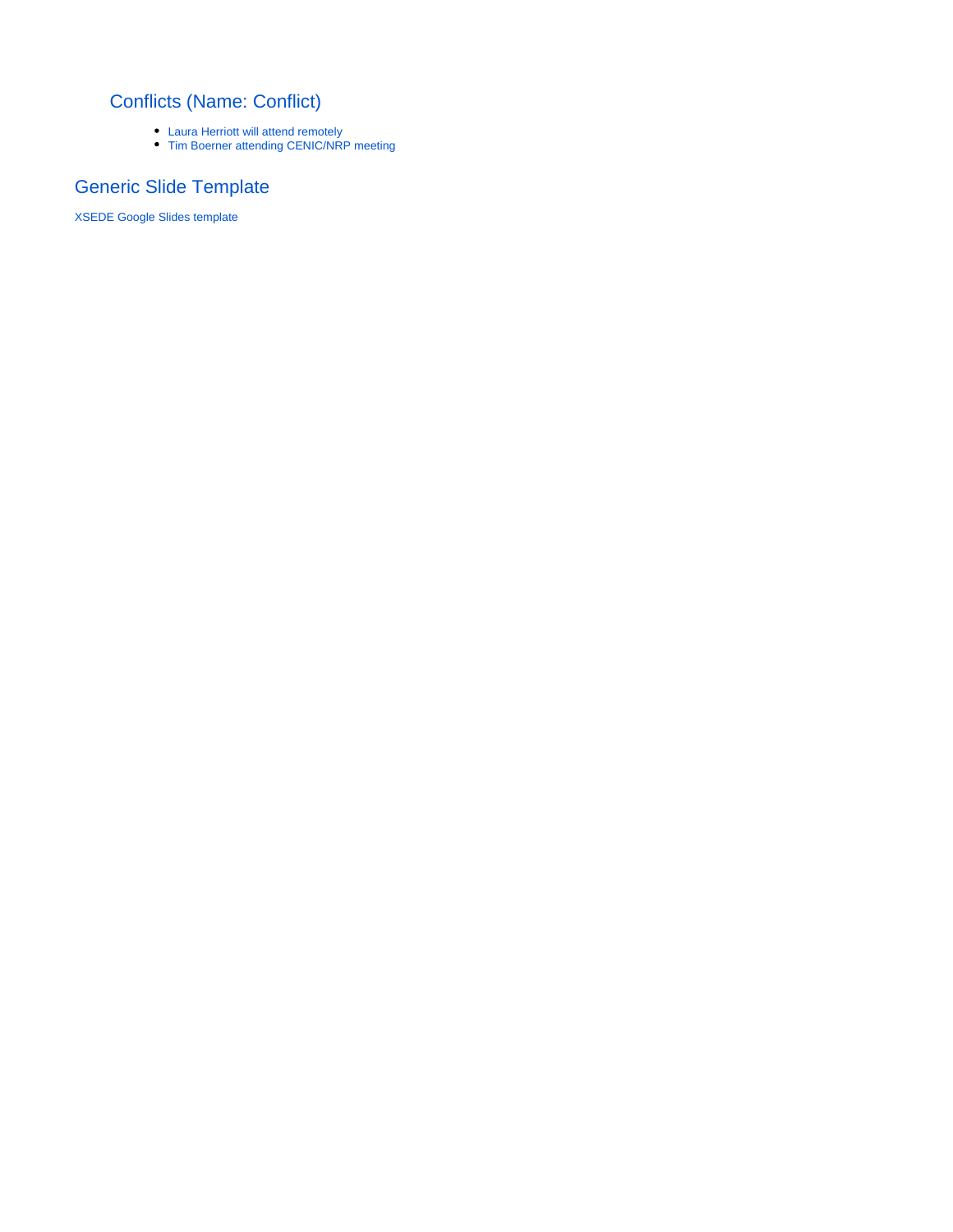### Conflicts (Name: Conflict)

- Laura Herriott will attend remotely
- Tim Boerner attending CENIC/NRP meeting

## Generic Slide Template

XSEDE Google Slides template